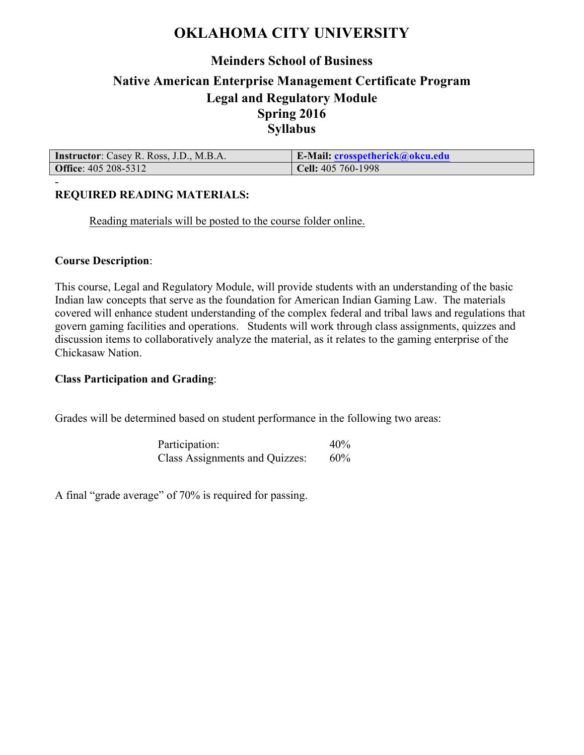# OKLAHOMA CITY UNIVERSITY

## Meinders School of Business

## Native American Enterprise Management Certificate Program
## Legal and Regulatory Module
## Spring 2016
## Syllabus

| **Instructor**: Casey R. Ross, J.D., M.B.A. | **E-Mail:** crosspetherick@okcu.edu |
|---|---|
| **Office**: 405 208-5312 | **Cell:** 405 760-1998 |

-

**REQUIRED READING MATERIALS:**

Reading materials will be posted to the course folder online.

**Course Description**:

This course, Legal and Regulatory Module, will provide students with an understanding of the basic Indian law concepts that serve as the foundation for American Indian Gaming Law. The materials covered will enhance student understanding of the complex federal and tribal laws and regulations that govern gaming facilities and operations. Students will work through class assignments, quizzes and discussion items to collaboratively analyze the material, as it relates to the gaming enterprise of the Chickasaw Nation.

**Class Participation and Grading**:

Grades will be determined based on student performance in the following two areas:

| | |
|---|---|
| Participation: | 40% |
| Class Assignments and Quizzes: | 60% |

A final "grade average" of 70% is required for passing.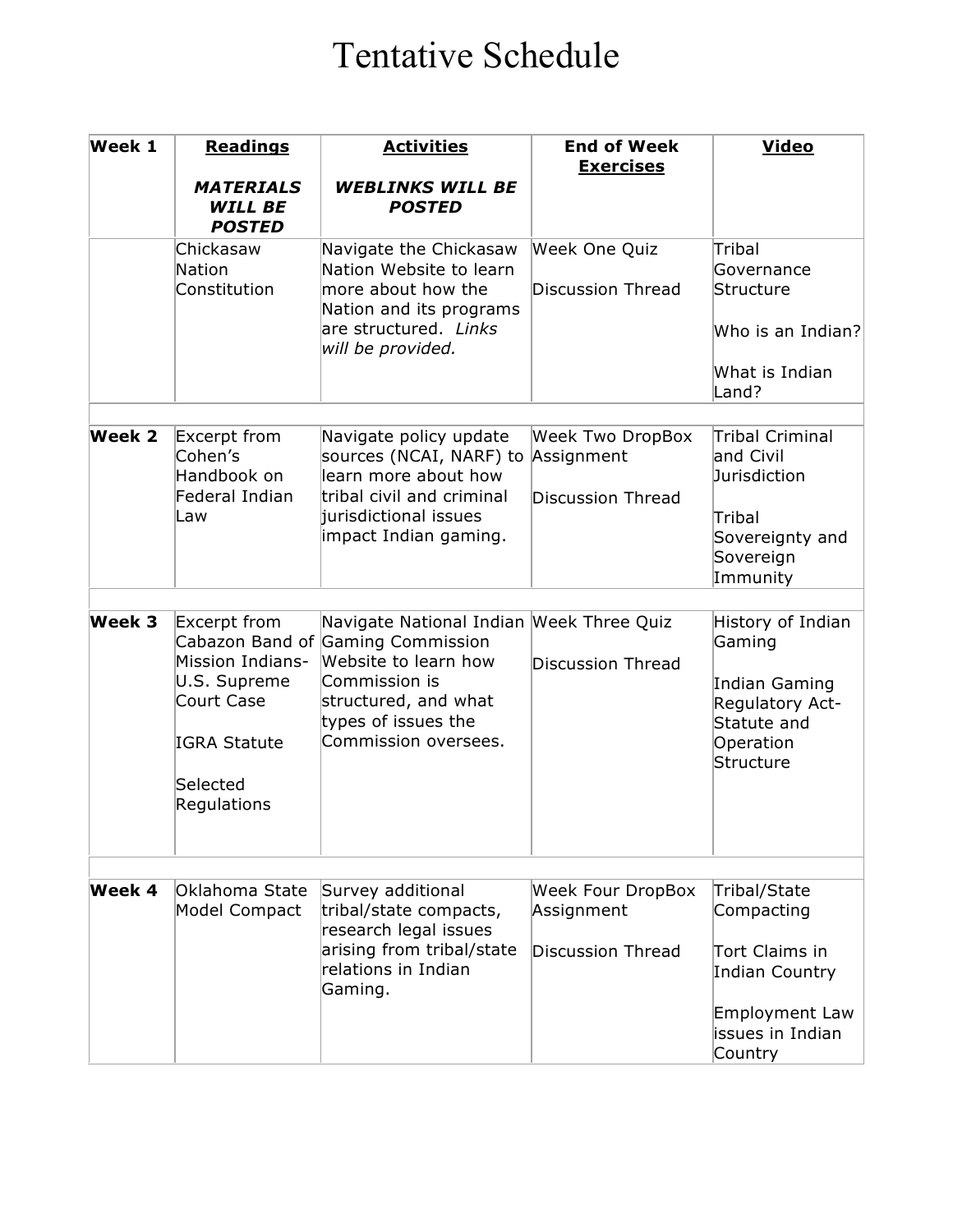# Tentative Schedule

| **Week 1** | **Readings**<br><br>***MATERIALS WILL BE POSTED*** | **Activities**<br><br>***WEBLINKS WILL BE POSTED*** | **End of Week Exercises** | **Video** |
|---|---|---|---|---|
| | Chickasaw Nation Constitution | Navigate the Chickasaw Nation Website to learn more about how the Nation and its programs are structured. *Links will be provided.* | Week One Quiz<br><br>Discussion Thread | Tribal Governance Structure<br><br>Who is an Indian?<br><br>What is Indian Land? |
| | | | | |
| **Week 2** | Excerpt from Cohen's Handbook on Federal Indian Law | Navigate policy update sources (NCAI, NARF) to learn more about how tribal civil and criminal jurisdictional issues impact Indian gaming. | Week Two DropBox Assignment<br><br>Discussion Thread | Tribal Criminal and Civil Jurisdiction<br><br>Tribal Sovereignty and Sovereign Immunity |
| | | | | |
| **Week 3** | Excerpt from Cabazon Band of Mission Indians- U.S. Supreme Court Case<br><br>IGRA Statute<br><br>Selected Regulations | Navigate National Indian Gaming Commission Website to learn how Commission is structured, and what types of issues the Commission oversees. | Week Three Quiz<br><br>Discussion Thread | History of Indian Gaming<br><br>Indian Gaming Regulatory Act- Statute and Operation Structure |
| | | | | |
| **Week 4** | Oklahoma State Model Compact | Survey additional tribal/state compacts, research legal issues arising from tribal/state relations in Indian Gaming. | Week Four DropBox Assignment<br><br>Discussion Thread | Tribal/State Compacting<br><br>Tort Claims in Indian Country<br><br>Employment Law issues in Indian Country |